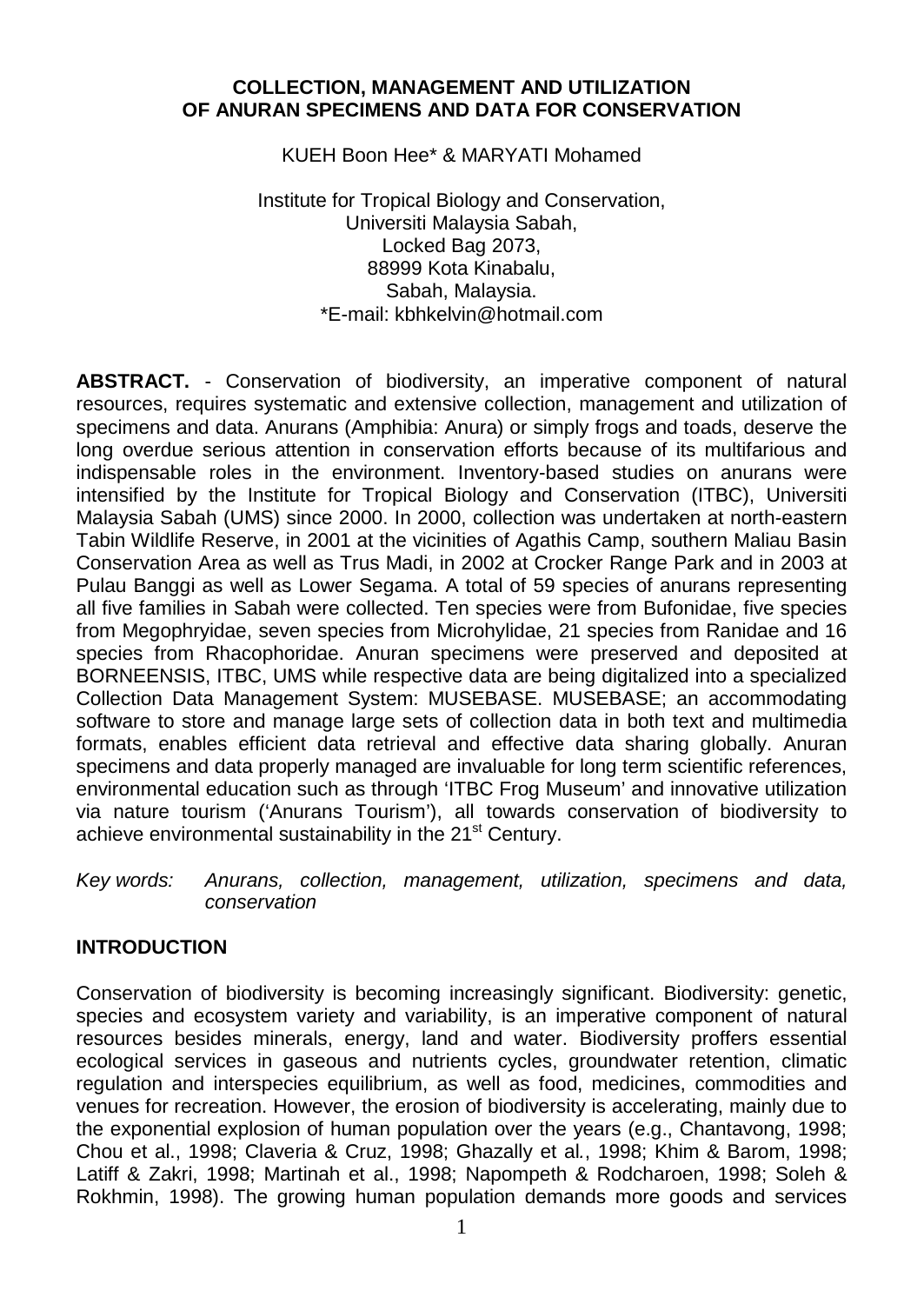# COLLECTION, MANAGEMENT AND UTILIZATION OF ANURAN SPECIMENS AND DATA FOR CONSERVATION

KUEH Boon Hee* & MARYATI Mohamed

Institute for Tropical Biology and Conservation,
Universiti Malaysia Sabah,
Locked Bag 2073,
88999 Kota Kinabalu,
Sabah, Malaysia.
*E-mail: kbhkelvin@hotmail.com

**ABSTRACT.** - Conservation of biodiversity, an imperative component of natural resources, requires systematic and extensive collection, management and utilization of specimens and data. Anurans (Amphibia: Anura) or simply frogs and toads, deserve the long overdue serious attention in conservation efforts because of its multifarious and indispensable roles in the environment. Inventory-based studies on anurans were intensified by the Institute for Tropical Biology and Conservation (ITBC), Universiti Malaysia Sabah (UMS) since 2000. In 2000, collection was undertaken at north-eastern Tabin Wildlife Reserve, in 2001 at the vicinities of Agathis Camp, southern Maliau Basin Conservation Area as well as Trus Madi, in 2002 at Crocker Range Park and in 2003 at Pulau Banggi as well as Lower Segama. A total of 59 species of anurans representing all five families in Sabah were collected. Ten species were from Bufonidae, five species from Megophryidae, seven species from Microhylidae, 21 species from Ranidae and 16 species from Rhacophoridae. Anuran specimens were preserved and deposited at BORNEENSIS, ITBC, UMS while respective data are being digitalized into a specialized Collection Data Management System: MUSEBASE. MUSEBASE; an accommodating software to store and manage large sets of collection data in both text and multimedia formats, enables efficient data retrieval and effective data sharing globally. Anuran specimens and data properly managed are invaluable for long term scientific references, environmental education such as through 'ITBC Frog Museum' and innovative utilization via nature tourism ('Anurans Tourism'), all towards conservation of biodiversity to achieve environmental sustainability in the 21st Century.

*Key words: Anurans, collection, management, utilization, specimens and data, conservation*

## INTRODUCTION

Conservation of biodiversity is becoming increasingly significant. Biodiversity: genetic, species and ecosystem variety and variability, is an imperative component of natural resources besides minerals, energy, land and water. Biodiversity proffers essential ecological services in gaseous and nutrients cycles, groundwater retention, climatic regulation and interspecies equilibrium, as well as food, medicines, commodities and venues for recreation. However, the erosion of biodiversity is accelerating, mainly due to the exponential explosion of human population over the years (e.g., Chantavong, 1998; Chou et al., 1998; Claveria & Cruz, 1998; Ghazally et al., 1998; Khim & Barom, 1998; Latiff & Zakri, 1998; Martinah et al., 1998; Napompeth & Rodcharoen, 1998; Soleh & Rokhmin, 1998). The growing human population demands more goods and services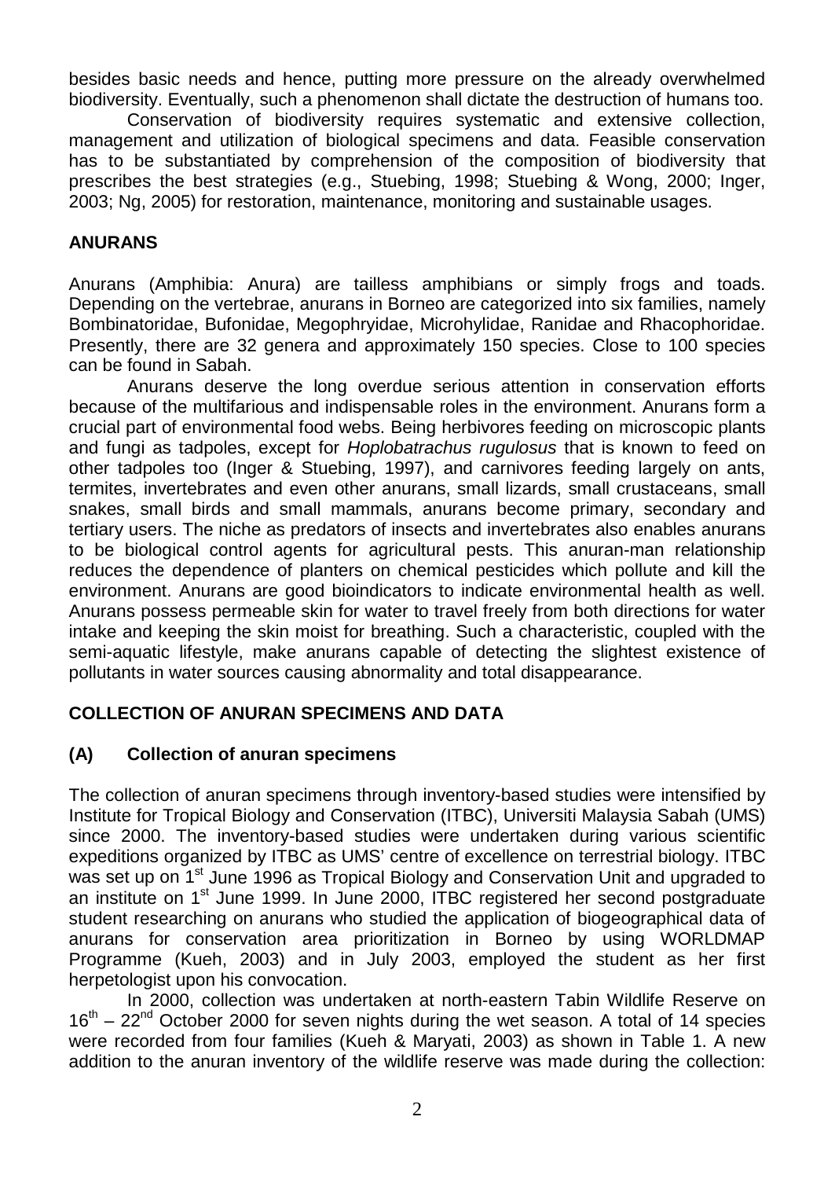besides basic needs and hence, putting more pressure on the already overwhelmed biodiversity. Eventually, such a phenomenon shall dictate the destruction of humans too.

Conservation of biodiversity requires systematic and extensive collection, management and utilization of biological specimens and data. Feasible conservation has to be substantiated by comprehension of the composition of biodiversity that prescribes the best strategies (e.g., Stuebing, 1998; Stuebing & Wong, 2000; Inger, 2003; Ng, 2005) for restoration, maintenance, monitoring and sustainable usages.

## ANURANS

Anurans (Amphibia: Anura) are tailless amphibians or simply frogs and toads. Depending on the vertebrae, anurans in Borneo are categorized into six families, namely Bombinatoridae, Bufonidae, Megophryidae, Microhylidae, Ranidae and Rhacophoridae. Presently, there are 32 genera and approximately 150 species. Close to 100 species can be found in Sabah.

Anurans deserve the long overdue serious attention in conservation efforts because of the multifarious and indispensable roles in the environment. Anurans form a crucial part of environmental food webs. Being herbivores feeding on microscopic plants and fungi as tadpoles, except for *Hoplobatrachus rugulosus* that is known to feed on other tadpoles too (Inger & Stuebing, 1997), and carnivores feeding largely on ants, termites, invertebrates and even other anurans, small lizards, small crustaceans, small snakes, small birds and small mammals, anurans become primary, secondary and tertiary users. The niche as predators of insects and invertebrates also enables anurans to be biological control agents for agricultural pests. This anuran-man relationship reduces the dependence of planters on chemical pesticides which pollute and kill the environment. Anurans are good bioindicators to indicate environmental health as well. Anurans possess permeable skin for water to travel freely from both directions for water intake and keeping the skin moist for breathing. Such a characteristic, coupled with the semi-aquatic lifestyle, make anurans capable of detecting the slightest existence of pollutants in water sources causing abnormality and total disappearance.

## COLLECTION OF ANURAN SPECIMENS AND DATA

### (A) Collection of anuran specimens

The collection of anuran specimens through inventory-based studies were intensified by Institute for Tropical Biology and Conservation (ITBC), Universiti Malaysia Sabah (UMS) since 2000. The inventory-based studies were undertaken during various scientific expeditions organized by ITBC as UMS' centre of excellence on terrestrial biology. ITBC was set up on 1st June 1996 as Tropical Biology and Conservation Unit and upgraded to an institute on 1st June 1999. In June 2000, ITBC registered her second postgraduate student researching on anurans who studied the application of biogeographical data of anurans for conservation area prioritization in Borneo by using WORLDMAP Programme (Kueh, 2003) and in July 2003, employed the student as her first herpetologist upon his convocation.

In 2000, collection was undertaken at north-eastern Tabin Wildlife Reserve on 16th – 22nd October 2000 for seven nights during the wet season. A total of 14 species were recorded from four families (Kueh & Maryati, 2003) as shown in Table 1. A new addition to the anuran inventory of the wildlife reserve was made during the collection: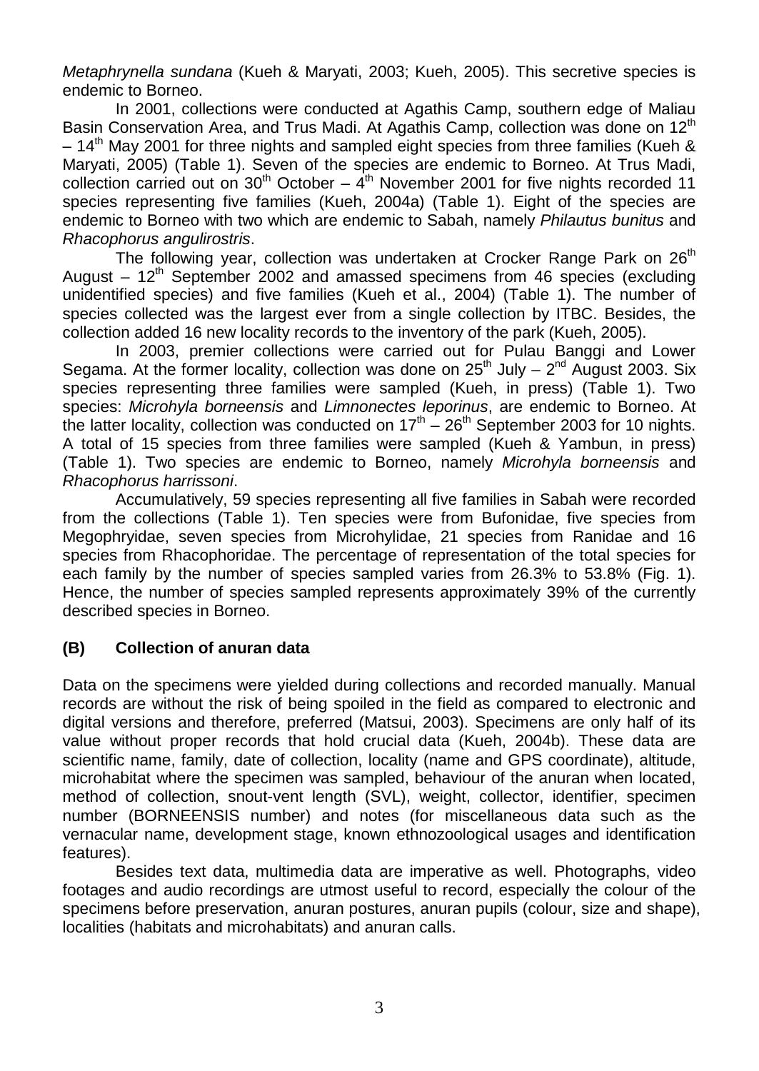*Metaphrynella sundana* (Kueh & Maryati, 2003; Kueh, 2005). This secretive species is endemic to Borneo.

In 2001, collections were conducted at Agathis Camp, southern edge of Maliau Basin Conservation Area, and Trus Madi. At Agathis Camp, collection was done on 12$^{th}$ – 14$^{th}$ May 2001 for three nights and sampled eight species from three families (Kueh & Maryati, 2005) (Table 1). Seven of the species are endemic to Borneo. At Trus Madi, collection carried out on 30$^{th}$ October – 4$^{th}$ November 2001 for five nights recorded 11 species representing five families (Kueh, 2004a) (Table 1). Eight of the species are endemic to Borneo with two which are endemic to Sabah, namely *Philautus bunitus* and *Rhacophorus angulirostris*.

The following year, collection was undertaken at Crocker Range Park on 26$^{th}$ August – 12$^{th}$ September 2002 and amassed specimens from 46 species (excluding unidentified species) and five families (Kueh et al., 2004) (Table 1). The number of species collected was the largest ever from a single collection by ITBC. Besides, the collection added 16 new locality records to the inventory of the park (Kueh, 2005).

In 2003, premier collections were carried out for Pulau Banggi and Lower Segama. At the former locality, collection was done on 25$^{th}$ July – 2$^{nd}$ August 2003. Six species representing three families were sampled (Kueh, in press) (Table 1). Two species: *Microhyla borneensis* and *Limnonectes leporinus*, are endemic to Borneo. At the latter locality, collection was conducted on 17$^{th}$ – 26$^{th}$ September 2003 for 10 nights. A total of 15 species from three families were sampled (Kueh & Yambun, in press) (Table 1). Two species are endemic to Borneo, namely *Microhyla borneensis* and *Rhacophorus harrissoni*.

Accumulatively, 59 species representing all five families in Sabah were recorded from the collections (Table 1). Ten species were from Bufonidae, five species from Megophryidae, seven species from Microhylidae, 21 species from Ranidae and 16 species from Rhacophoridae. The percentage of representation of the total species for each family by the number of species sampled varies from 26.3% to 53.8% (Fig. 1). Hence, the number of species sampled represents approximately 39% of the currently described species in Borneo.

## (B) Collection of anuran data

Data on the specimens were yielded during collections and recorded manually. Manual records are without the risk of being spoiled in the field as compared to electronic and digital versions and therefore, preferred (Matsui, 2003). Specimens are only half of its value without proper records that hold crucial data (Kueh, 2004b). These data are scientific name, family, date of collection, locality (name and GPS coordinate), altitude, microhabitat where the specimen was sampled, behaviour of the anuran when located, method of collection, snout-vent length (SVL), weight, collector, identifier, specimen number (BORNEENSIS number) and notes (for miscellaneous data such as the vernacular name, development stage, known ethnozoological usages and identification features).

Besides text data, multimedia data are imperative as well. Photographs, video footages and audio recordings are utmost useful to record, especially the colour of the specimens before preservation, anuran postures, anuran pupils (colour, size and shape), localities (habitats and microhabitats) and anuran calls.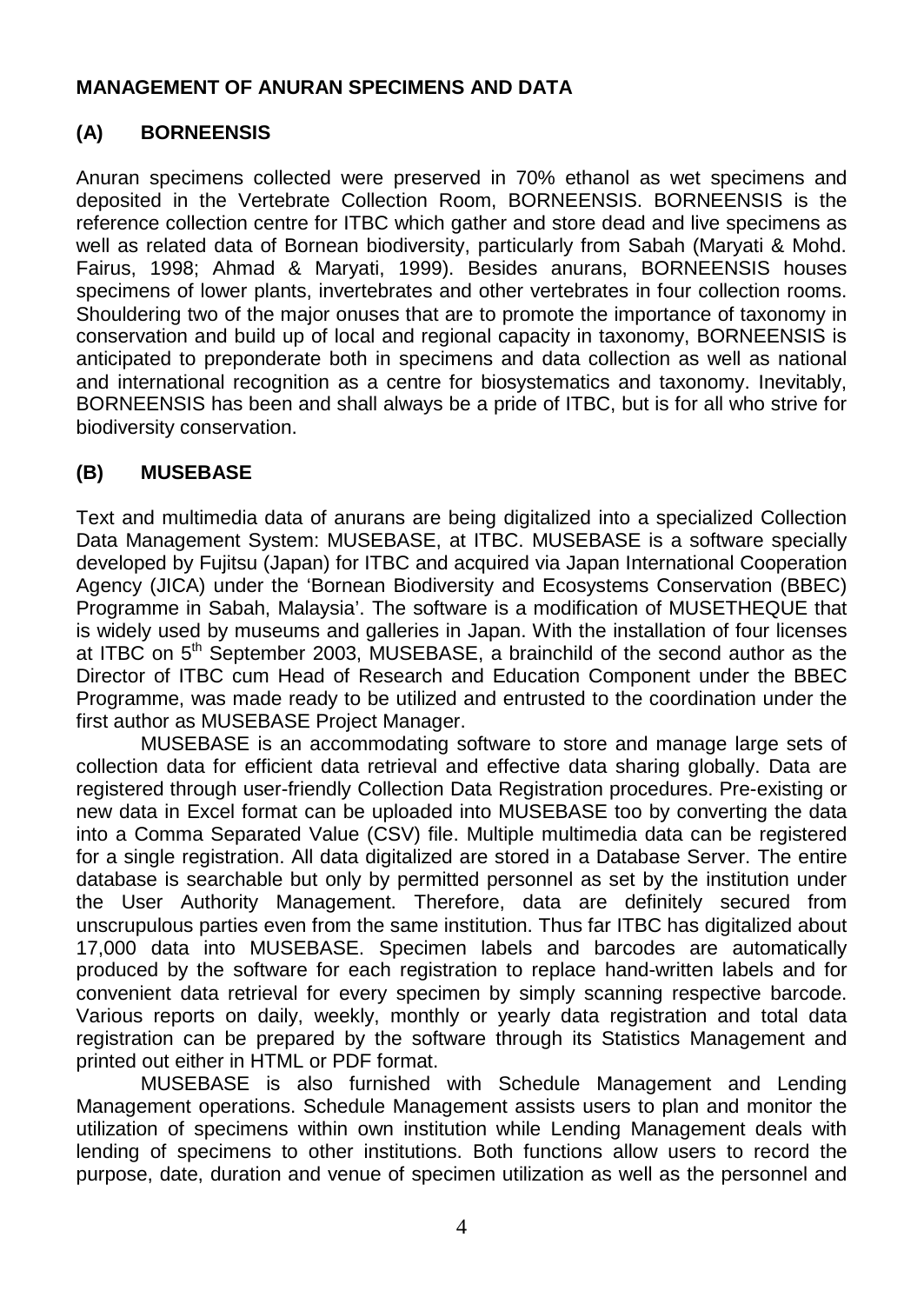**MANAGEMENT OF ANURAN SPECIMENS AND DATA**

## (A) BORNEENSIS

Anuran specimens collected were preserved in 70% ethanol as wet specimens and deposited in the Vertebrate Collection Room, BORNEENSIS. BORNEENSIS is the reference collection centre for ITBC which gather and store dead and live specimens as well as related data of Bornean biodiversity, particularly from Sabah (Maryati & Mohd. Fairus, 1998; Ahmad & Maryati, 1999). Besides anurans, BORNEENSIS houses specimens of lower plants, invertebrates and other vertebrates in four collection rooms. Shouldering two of the major onuses that are to promote the importance of taxonomy in conservation and build up of local and regional capacity in taxonomy, BORNEENSIS is anticipated to preponderate both in specimens and data collection as well as national and international recognition as a centre for biosystematics and taxonomy. Inevitably, BORNEENSIS has been and shall always be a pride of ITBC, but is for all who strive for biodiversity conservation.

## (B) MUSEBASE

Text and multimedia data of anurans are being digitalized into a specialized Collection Data Management System: MUSEBASE, at ITBC. MUSEBASE is a software specially developed by Fujitsu (Japan) for ITBC and acquired via Japan International Cooperation Agency (JICA) under the 'Bornean Biodiversity and Ecosystems Conservation (BBEC) Programme in Sabah, Malaysia'. The software is a modification of MUSETHEQUE that is widely used by museums and galleries in Japan. With the installation of four licenses at ITBC on 5th September 2003, MUSEBASE, a brainchild of the second author as the Director of ITBC cum Head of Research and Education Component under the BBEC Programme, was made ready to be utilized and entrusted to the coordination under the first author as MUSEBASE Project Manager.

MUSEBASE is an accommodating software to store and manage large sets of collection data for efficient data retrieval and effective data sharing globally. Data are registered through user-friendly Collection Data Registration procedures. Pre-existing or new data in Excel format can be uploaded into MUSEBASE too by converting the data into a Comma Separated Value (CSV) file. Multiple multimedia data can be registered for a single registration. All data digitalized are stored in a Database Server. The entire database is searchable but only by permitted personnel as set by the institution under the User Authority Management. Therefore, data are definitely secured from unscrupulous parties even from the same institution. Thus far ITBC has digitalized about 17,000 data into MUSEBASE. Specimen labels and barcodes are automatically produced by the software for each registration to replace hand-written labels and for convenient data retrieval for every specimen by simply scanning respective barcode. Various reports on daily, weekly, monthly or yearly data registration and total data registration can be prepared by the software through its Statistics Management and printed out either in HTML or PDF format.

MUSEBASE is also furnished with Schedule Management and Lending Management operations. Schedule Management assists users to plan and monitor the utilization of specimens within own institution while Lending Management deals with lending of specimens to other institutions. Both functions allow users to record the purpose, date, duration and venue of specimen utilization as well as the personnel and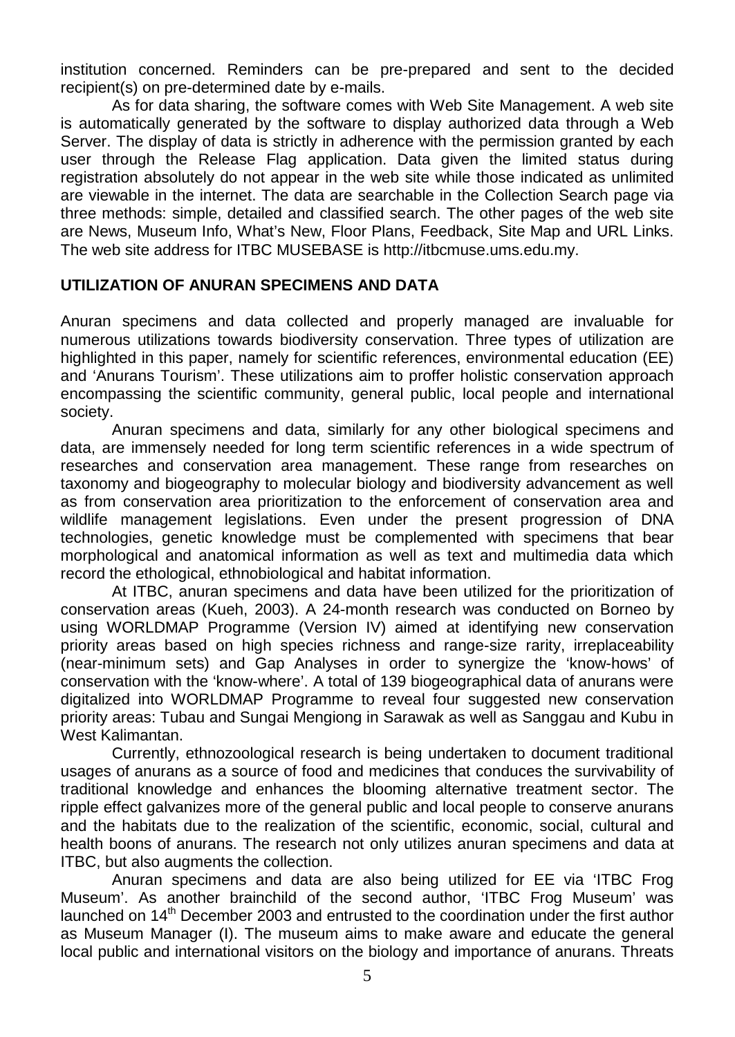institution concerned. Reminders can be pre-prepared and sent to the decided recipient(s) on pre-determined date by e-mails.

As for data sharing, the software comes with Web Site Management. A web site is automatically generated by the software to display authorized data through a Web Server. The display of data is strictly in adherence with the permission granted by each user through the Release Flag application. Data given the limited status during registration absolutely do not appear in the web site while those indicated as unlimited are viewable in the internet. The data are searchable in the Collection Search page via three methods: simple, detailed and classified search. The other pages of the web site are News, Museum Info, What's New, Floor Plans, Feedback, Site Map and URL Links. The web site address for ITBC MUSEBASE is http://itbcmuse.ums.edu.my.

## UTILIZATION OF ANURAN SPECIMENS AND DATA

Anuran specimens and data collected and properly managed are invaluable for numerous utilizations towards biodiversity conservation. Three types of utilization are highlighted in this paper, namely for scientific references, environmental education (EE) and 'Anurans Tourism'. These utilizations aim to proffer holistic conservation approach encompassing the scientific community, general public, local people and international society.

Anuran specimens and data, similarly for any other biological specimens and data, are immensely needed for long term scientific references in a wide spectrum of researches and conservation area management. These range from researches on taxonomy and biogeography to molecular biology and biodiversity advancement as well as from conservation area prioritization to the enforcement of conservation area and wildlife management legislations. Even under the present progression of DNA technologies, genetic knowledge must be complemented with specimens that bear morphological and anatomical information as well as text and multimedia data which record the ethological, ethnobiological and habitat information.

At ITBC, anuran specimens and data have been utilized for the prioritization of conservation areas (Kueh, 2003). A 24-month research was conducted on Borneo by using WORLDMAP Programme (Version IV) aimed at identifying new conservation priority areas based on high species richness and range-size rarity, irreplaceability (near-minimum sets) and Gap Analyses in order to synergize the 'know-hows' of conservation with the 'know-where'. A total of 139 biogeographical data of anurans were digitalized into WORLDMAP Programme to reveal four suggested new conservation priority areas: Tubau and Sungai Mengiong in Sarawak as well as Sanggau and Kubu in West Kalimantan.

Currently, ethnozoological research is being undertaken to document traditional usages of anurans as a source of food and medicines that conduces the survivability of traditional knowledge and enhances the blooming alternative treatment sector. The ripple effect galvanizes more of the general public and local people to conserve anurans and the habitats due to the realization of the scientific, economic, social, cultural and health boons of anurans. The research not only utilizes anuran specimens and data at ITBC, but also augments the collection.

Anuran specimens and data are also being utilized for EE via 'ITBC Frog Museum'. As another brainchild of the second author, 'ITBC Frog Museum' was launched on 14th December 2003 and entrusted to the coordination under the first author as Museum Manager (I). The museum aims to make aware and educate the general local public and international visitors on the biology and importance of anurans. Threats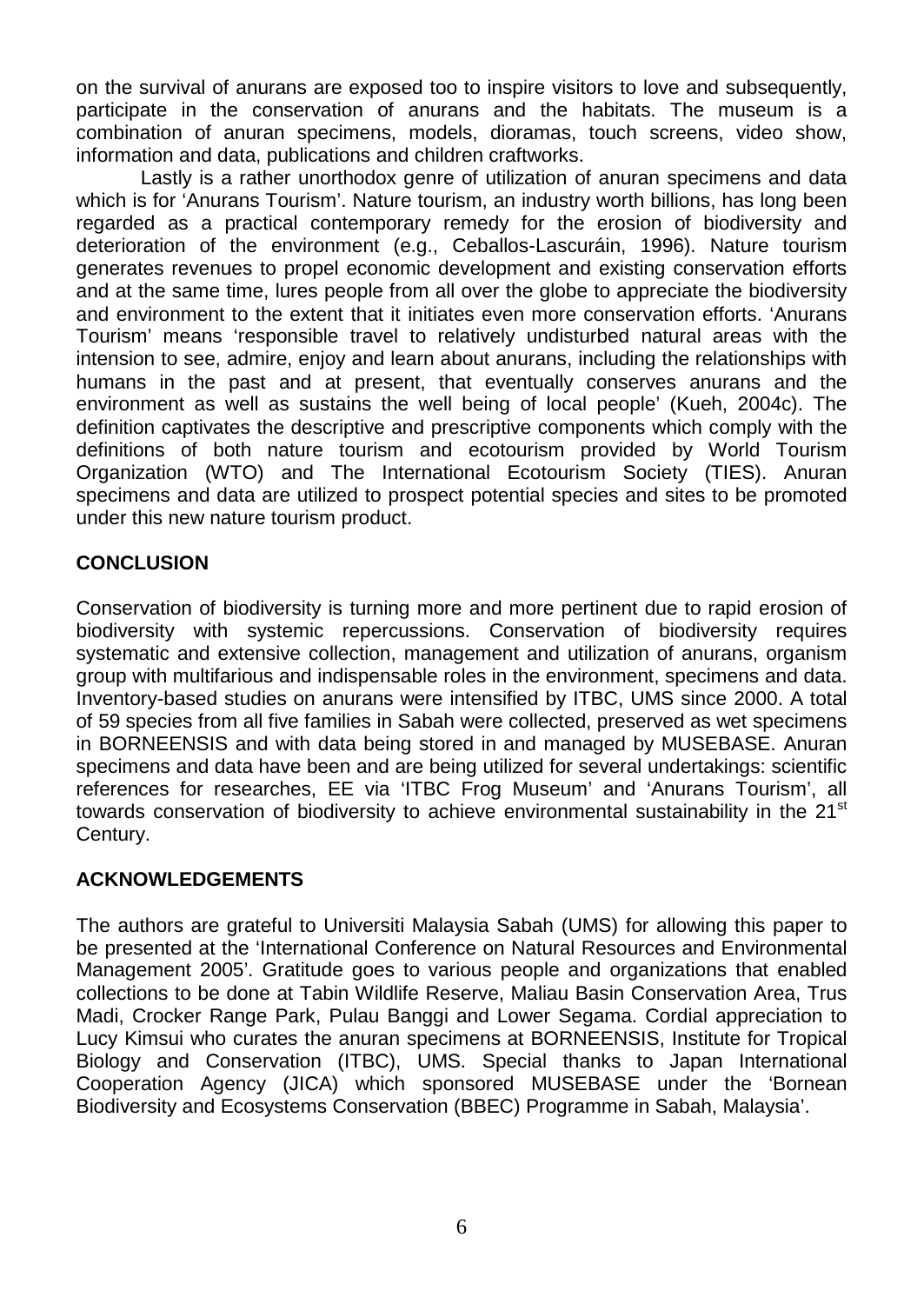on the survival of anurans are exposed too to inspire visitors to love and subsequently, participate in the conservation of anurans and the habitats. The museum is a combination of anuran specimens, models, dioramas, touch screens, video show, information and data, publications and children craftworks.

Lastly is a rather unorthodox genre of utilization of anuran specimens and data which is for 'Anurans Tourism'. Nature tourism, an industry worth billions, has long been regarded as a practical contemporary remedy for the erosion of biodiversity and deterioration of the environment (e.g., Ceballos-Lascuráin, 1996). Nature tourism generates revenues to propel economic development and existing conservation efforts and at the same time, lures people from all over the globe to appreciate the biodiversity and environment to the extent that it initiates even more conservation efforts. 'Anurans Tourism' means 'responsible travel to relatively undisturbed natural areas with the intension to see, admire, enjoy and learn about anurans, including the relationships with humans in the past and at present, that eventually conserves anurans and the environment as well as sustains the well being of local people' (Kueh, 2004c). The definition captivates the descriptive and prescriptive components which comply with the definitions of both nature tourism and ecotourism provided by World Tourism Organization (WTO) and The International Ecotourism Society (TIES). Anuran specimens and data are utilized to prospect potential species and sites to be promoted under this new nature tourism product.

## CONCLUSION

Conservation of biodiversity is turning more and more pertinent due to rapid erosion of biodiversity with systemic repercussions. Conservation of biodiversity requires systematic and extensive collection, management and utilization of anurans, organism group with multifarious and indispensable roles in the environment, specimens and data. Inventory-based studies on anurans were intensified by ITBC, UMS since 2000. A total of 59 species from all five families in Sabah were collected, preserved as wet specimens in BORNEENSIS and with data being stored in and managed by MUSEBASE. Anuran specimens and data have been and are being utilized for several undertakings: scientific references for researches, EE via 'ITBC Frog Museum' and 'Anurans Tourism', all towards conservation of biodiversity to achieve environmental sustainability in the 21st Century.

## ACKNOWLEDGEMENTS

The authors are grateful to Universiti Malaysia Sabah (UMS) for allowing this paper to be presented at the 'International Conference on Natural Resources and Environmental Management 2005'. Gratitude goes to various people and organizations that enabled collections to be done at Tabin Wildlife Reserve, Maliau Basin Conservation Area, Trus Madi, Crocker Range Park, Pulau Banggi and Lower Segama. Cordial appreciation to Lucy Kimsui who curates the anuran specimens at BORNEENSIS, Institute for Tropical Biology and Conservation (ITBC), UMS. Special thanks to Japan International Cooperation Agency (JICA) which sponsored MUSEBASE under the 'Bornean Biodiversity and Ecosystems Conservation (BBEC) Programme in Sabah, Malaysia'.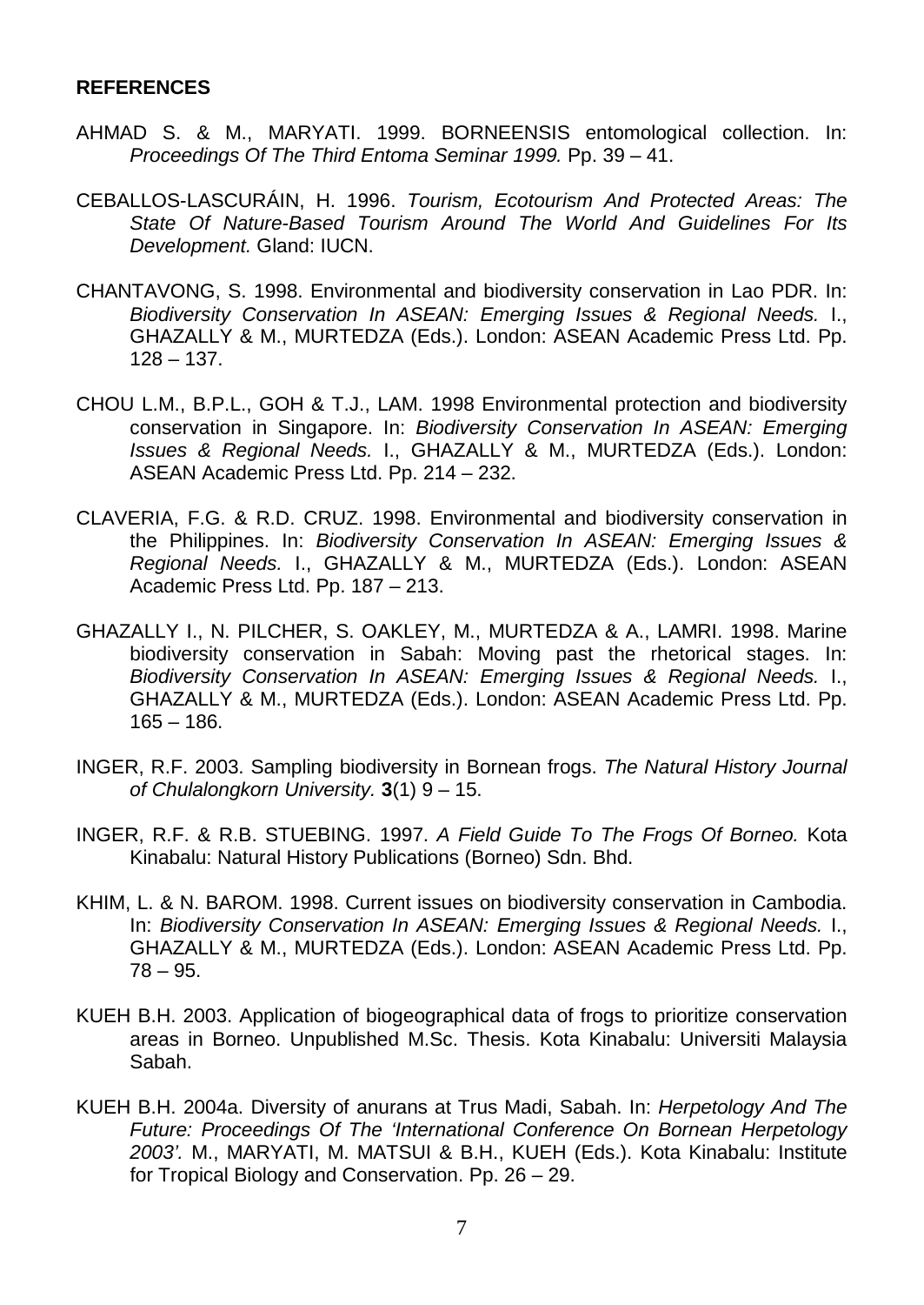**REFERENCES**

AHMAD S. & M., MARYATI. 1999. BORNEENSIS entomological collection. In: *Proceedings Of The Third Entoma Seminar 1999.* Pp. 39 – 41.

CEBALLOS-LASCURÁIN, H. 1996. *Tourism, Ecotourism And Protected Areas: The State Of Nature-Based Tourism Around The World And Guidelines For Its Development.* Gland: IUCN.

CHANTAVONG, S. 1998. Environmental and biodiversity conservation in Lao PDR. In: *Biodiversity Conservation In ASEAN: Emerging Issues & Regional Needs.* I., GHAZALLY & M., MURTEDZA (Eds.). London: ASEAN Academic Press Ltd. Pp. 128 – 137.

CHOU L.M., B.P.L., GOH & T.J., LAM. 1998 Environmental protection and biodiversity conservation in Singapore. In: *Biodiversity Conservation In ASEAN: Emerging Issues & Regional Needs.* I., GHAZALLY & M., MURTEDZA (Eds.). London: ASEAN Academic Press Ltd. Pp. 214 – 232.

CLAVERIA, F.G. & R.D. CRUZ. 1998. Environmental and biodiversity conservation in the Philippines. In: *Biodiversity Conservation In ASEAN: Emerging Issues & Regional Needs.* I., GHAZALLY & M., MURTEDZA (Eds.). London: ASEAN Academic Press Ltd. Pp. 187 – 213.

GHAZALLY I., N. PILCHER, S. OAKLEY, M., MURTEDZA & A., LAMRI. 1998. Marine biodiversity conservation in Sabah: Moving past the rhetorical stages. In: *Biodiversity Conservation In ASEAN: Emerging Issues & Regional Needs.* I., GHAZALLY & M., MURTEDZA (Eds.). London: ASEAN Academic Press Ltd. Pp. 165 – 186.

INGER, R.F. 2003. Sampling biodiversity in Bornean frogs. *The Natural History Journal of Chulalongkorn University.* **3**(1) 9 – 15.

INGER, R.F. & R.B. STUEBING. 1997. *A Field Guide To The Frogs Of Borneo.* Kota Kinabalu: Natural History Publications (Borneo) Sdn. Bhd.

KHIM, L. & N. BAROM. 1998. Current issues on biodiversity conservation in Cambodia. In: *Biodiversity Conservation In ASEAN: Emerging Issues & Regional Needs.* I., GHAZALLY & M., MURTEDZA (Eds.). London: ASEAN Academic Press Ltd. Pp. 78 – 95.

KUEH B.H. 2003. Application of biogeographical data of frogs to prioritize conservation areas in Borneo. Unpublished M.Sc. Thesis. Kota Kinabalu: Universiti Malaysia Sabah.

KUEH B.H. 2004a. Diversity of anurans at Trus Madi, Sabah. In: *Herpetology And The Future: Proceedings Of The 'International Conference On Bornean Herpetology 2003'.* M., MARYATI, M. MATSUI & B.H., KUEH (Eds.). Kota Kinabalu: Institute for Tropical Biology and Conservation. Pp. 26 – 29.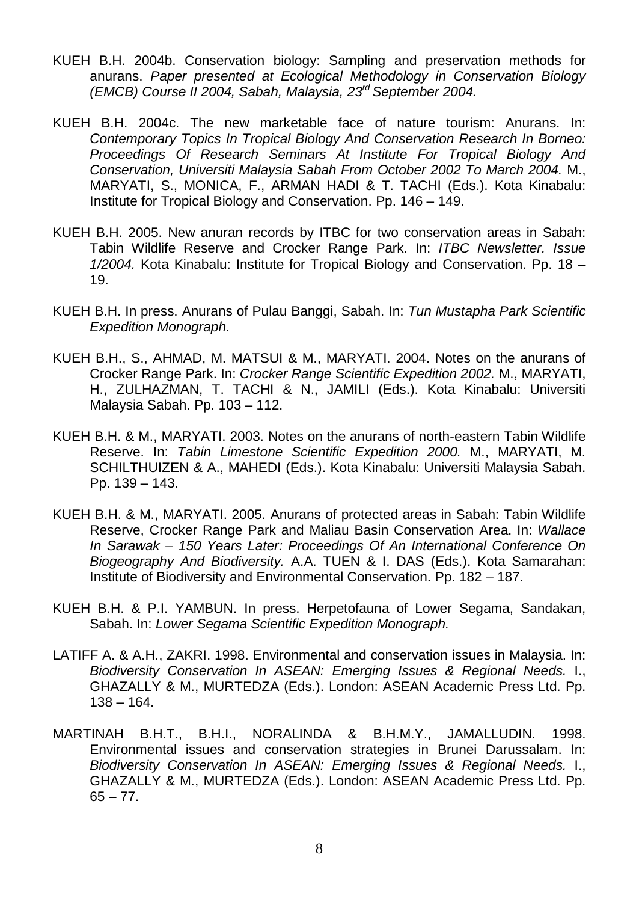KUEH B.H. 2004b. Conservation biology: Sampling and preservation methods for anurans. *Paper presented at Ecological Methodology in Conservation Biology (EMCB) Course II 2004, Sabah, Malaysia, 23rd September 2004.*

KUEH B.H. 2004c. The new marketable face of nature tourism: Anurans. In: *Contemporary Topics In Tropical Biology And Conservation Research In Borneo: Proceedings Of Research Seminars At Institute For Tropical Biology And Conservation, Universiti Malaysia Sabah From October 2002 To March 2004.* M., MARYATI, S., MONICA, F., ARMAN HADI & T. TACHI (Eds.). Kota Kinabalu: Institute for Tropical Biology and Conservation. Pp. 146 – 149.

KUEH B.H. 2005. New anuran records by ITBC for two conservation areas in Sabah: Tabin Wildlife Reserve and Crocker Range Park. In: *ITBC Newsletter. Issue 1/2004.* Kota Kinabalu: Institute for Tropical Biology and Conservation. Pp. 18 – 19.

KUEH B.H. In press. Anurans of Pulau Banggi, Sabah. In: *Tun Mustapha Park Scientific Expedition Monograph.*

KUEH B.H., S., AHMAD, M. MATSUI & M., MARYATI. 2004. Notes on the anurans of Crocker Range Park. In: *Crocker Range Scientific Expedition 2002.* M., MARYATI, H., ZULHAZMAN, T. TACHI & N., JAMILI (Eds.). Kota Kinabalu: Universiti Malaysia Sabah. Pp. 103 – 112.

KUEH B.H. & M., MARYATI. 2003. Notes on the anurans of north-eastern Tabin Wildlife Reserve. In: *Tabin Limestone Scientific Expedition 2000.* M., MARYATI, M. SCHILTHUIZEN & A., MAHEDI (Eds.). Kota Kinabalu: Universiti Malaysia Sabah. Pp. 139 – 143.

KUEH B.H. & M., MARYATI. 2005. Anurans of protected areas in Sabah: Tabin Wildlife Reserve, Crocker Range Park and Maliau Basin Conservation Area. In: *Wallace In Sarawak – 150 Years Later: Proceedings Of An International Conference On Biogeography And Biodiversity.* A.A. TUEN & I. DAS (Eds.). Kota Samarahan: Institute of Biodiversity and Environmental Conservation. Pp. 182 – 187.

KUEH B.H. & P.I. YAMBUN. In press. Herpetofauna of Lower Segama, Sandakan, Sabah. In: *Lower Segama Scientific Expedition Monograph.*

LATIFF A. & A.H., ZAKRI. 1998. Environmental and conservation issues in Malaysia. In: *Biodiversity Conservation In ASEAN: Emerging Issues & Regional Needs.* I., GHAZALLY & M., MURTEDZA (Eds.). London: ASEAN Academic Press Ltd. Pp. 138 – 164.

MARTINAH B.H.T., B.H.I., NORALINDA & B.H.M.Y., JAMALLUDIN. 1998. Environmental issues and conservation strategies in Brunei Darussalam. In: *Biodiversity Conservation In ASEAN: Emerging Issues & Regional Needs.* I., GHAZALLY & M., MURTEDZA (Eds.). London: ASEAN Academic Press Ltd. Pp. 65 – 77.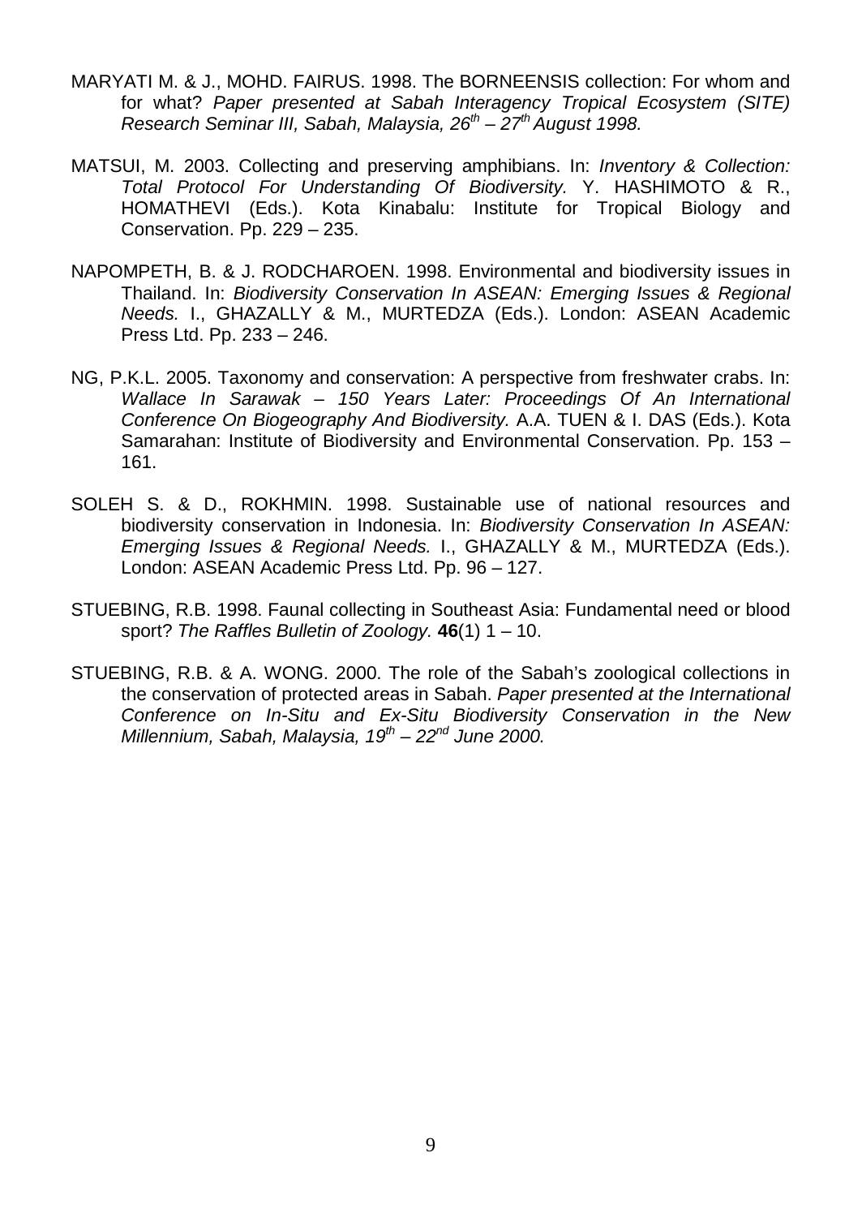MARYATI M. & J., MOHD. FAIRUS. 1998. The BORNEENSIS collection: For whom and for what? *Paper presented at Sabah Interagency Tropical Ecosystem (SITE) Research Seminar III, Sabah, Malaysia, 26th – 27th August 1998.*

MATSUI, M. 2003. Collecting and preserving amphibians. In: *Inventory & Collection: Total Protocol For Understanding Of Biodiversity.* Y. HASHIMOTO & R., HOMATHEVI (Eds.). Kota Kinabalu: Institute for Tropical Biology and Conservation. Pp. 229 – 235.

NAPOMPETH, B. & J. RODCHAROEN. 1998. Environmental and biodiversity issues in Thailand. In: *Biodiversity Conservation In ASEAN: Emerging Issues & Regional Needs.* I., GHAZALLY & M., MURTEDZA (Eds.). London: ASEAN Academic Press Ltd. Pp. 233 – 246.

NG, P.K.L. 2005. Taxonomy and conservation: A perspective from freshwater crabs. In: *Wallace In Sarawak – 150 Years Later: Proceedings Of An International Conference On Biogeography And Biodiversity.* A.A. TUEN & I. DAS (Eds.). Kota Samarahan: Institute of Biodiversity and Environmental Conservation. Pp. 153 – 161.

SOLEH S. & D., ROKHMIN. 1998. Sustainable use of national resources and biodiversity conservation in Indonesia. In: *Biodiversity Conservation In ASEAN: Emerging Issues & Regional Needs.* I., GHAZALLY & M., MURTEDZA (Eds.). London: ASEAN Academic Press Ltd. Pp. 96 – 127.

STUEBING, R.B. 1998. Faunal collecting in Southeast Asia: Fundamental need or blood sport? *The Raffles Bulletin of Zoology.* **46**(1) 1 – 10.

STUEBING, R.B. & A. WONG. 2000. The role of the Sabah's zoological collections in the conservation of protected areas in Sabah. *Paper presented at the International Conference on In-Situ and Ex-Situ Biodiversity Conservation in the New Millennium, Sabah, Malaysia, 19th – 22nd June 2000.*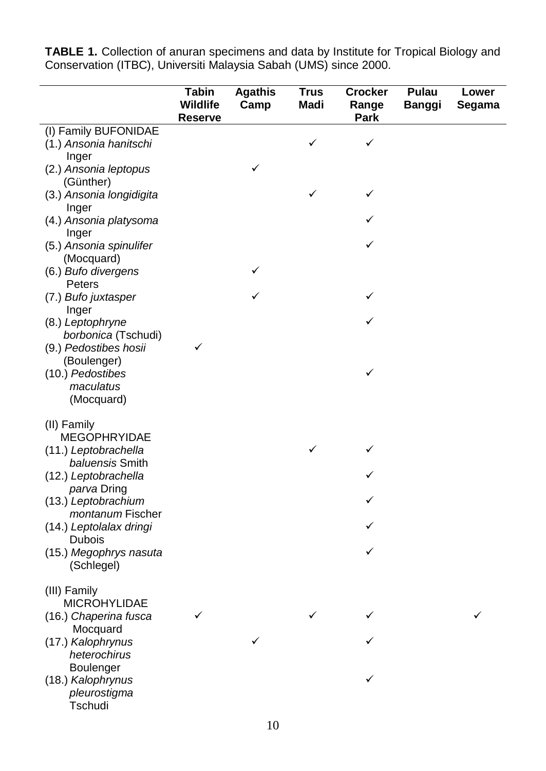**TABLE 1.** Collection of anuran specimens and data by Institute for Tropical Biology and Conservation (ITBC), Universiti Malaysia Sabah (UMS) since 2000.

| | Tabin Wildlife Reserve | Agathis Camp | Trus Madi | Crocker Range Park | Pulau Banggi | Lower Segama |
|---|---|---|---|---|---|---|
| (I) Family BUFONIDAE | | | | | | |
| (1.) *Ansonia hanitschi* Inger | | | ✓ | ✓ | | |
| (2.) *Ansonia leptopus* (Günther) | | ✓ | | | | |
| (3.) *Ansonia longidigita* Inger | | | ✓ | ✓ | | |
| (4.) *Ansonia platysoma* Inger | | | | ✓ | | |
| (5.) *Ansonia spinulifer* (Mocquard) | | | | ✓ | | |
| (6.) *Bufo divergens* Peters | | ✓ | | | | |
| (7.) *Bufo juxtasper* Inger | | ✓ | | ✓ | | |
| (8.) *Leptophryne borbonica* (Tschudi) | | | | ✓ | | |
| (9.) *Pedostibes hosii* (Boulenger) | ✓ | | | | | |
| (10.) *Pedostibes maculatus* (Mocquard) | | | | ✓ | | |
| (II) Family MEGOPHRYIDAE | | | | | | |
| (11.) *Leptobrachella baluensis* Smith | | | ✓ | ✓ | | |
| (12.) *Leptobrachella parva* Dring | | | | ✓ | | |
| (13.) *Leptobrachium montanum* Fischer | | | | ✓ | | |
| (14.) *Leptolalax dringi* Dubois | | | | ✓ | | |
| (15.) *Megophrys nasuta* (Schlegel) | | | | ✓ | | |
| (III) Family MICROHYLIDAE | | | | | | |
| (16.) *Chaperina fusca* Mocquard | ✓ | | ✓ | ✓ | | ✓ |
| (17.) *Kalophrynus heterochirus* Boulenger | | ✓ | | ✓ | | |
| (18.) *Kalophrynus pleurostigma* Tschudi | | | | ✓ | | |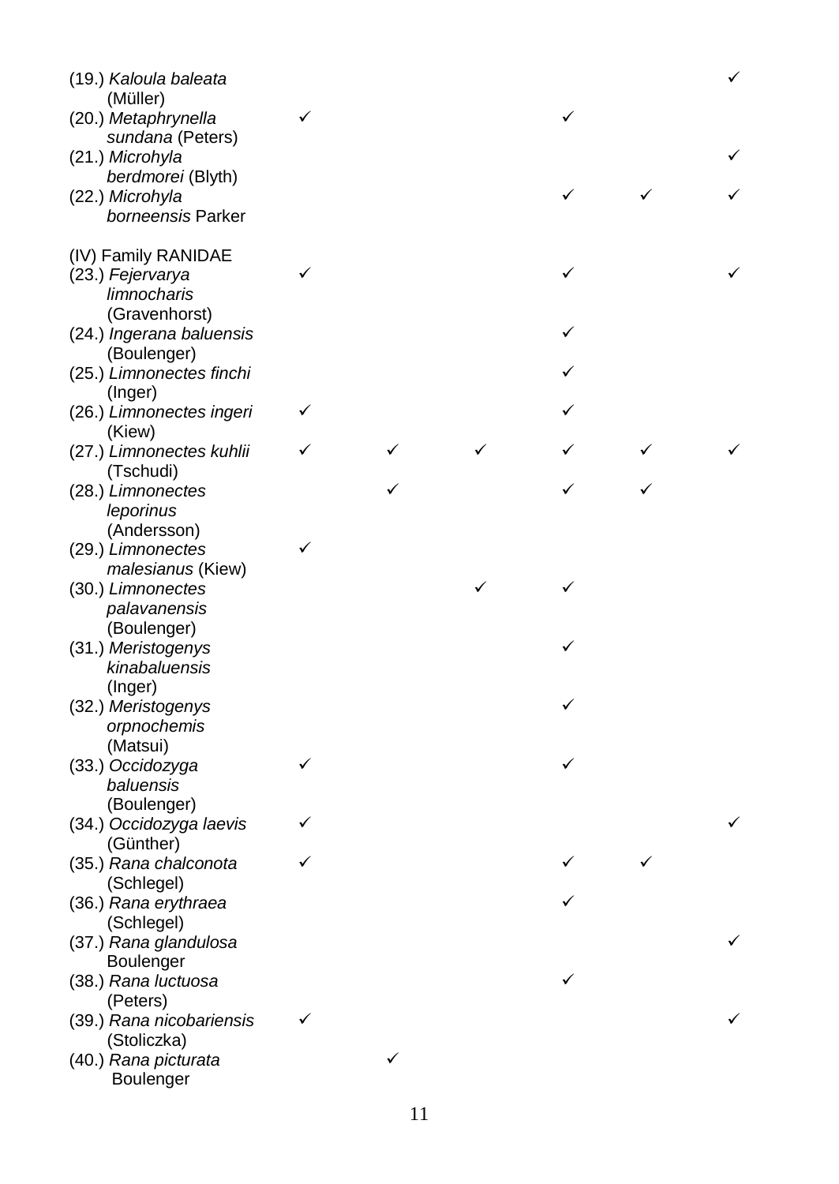| | | | | | | |
|---|---|---|---|---|---|---|
| (19.) *Kaloula baleata* (Müller) | | | | | | ✓ |
| (20.) *Metaphrynella sundana* (Peters) | ✓ | | | ✓ | | |
| (21.) *Microhyla berdmorei* (Blyth) | | | | | | ✓ |
| (22.) *Microhyla borneensis* Parker | | | | ✓ | ✓ | ✓ |
| (IV) Family RANIDAE | | | | | | |
| (23.) *Fejervarya limnocharis* (Gravenhorst) | ✓ | | | ✓ | | ✓ |
| (24.) *Ingerana baluensis* (Boulenger) | | | | ✓ | | |
| (25.) *Limnonectes finchi* (Inger) | | | | ✓ | | |
| (26.) *Limnonectes ingeri* (Kiew) | ✓ | | | ✓ | | |
| (27.) *Limnonectes kuhlii* (Tschudi) | ✓ | ✓ | ✓ | ✓ | ✓ | ✓ |
| (28.) *Limnonectes leporinus* (Andersson) | | ✓ | | ✓ | ✓ | |
| (29.) *Limnonectes malesianus* (Kiew) | ✓ | | | | | |
| (30.) *Limnonectes palavanensis* (Boulenger) | | | ✓ | ✓ | | |
| (31.) *Meristogenys kinabaluensis* (Inger) | | | | ✓ | | |
| (32.) *Meristogenys orpnochemis* (Matsui) | | | | ✓ | | |
| (33.) *Occidozyga baluensis* (Boulenger) | ✓ | | | ✓ | | |
| (34.) *Occidozyga laevis* (Günther) | ✓ | | | | | ✓ |
| (35.) *Rana chalconota* (Schlegel) | ✓ | | | ✓ | ✓ | |
| (36.) *Rana erythraea* (Schlegel) | | | | ✓ | | |
| (37.) *Rana glandulosa* Boulenger | | | | | | ✓ |
| (38.) *Rana luctuosa* (Peters) | | | | ✓ | | |
| (39.) *Rana nicobariensis* (Stoliczka) | ✓ | | | | | ✓ |
| (40.) *Rana picturata* Boulenger | | ✓ | | | | |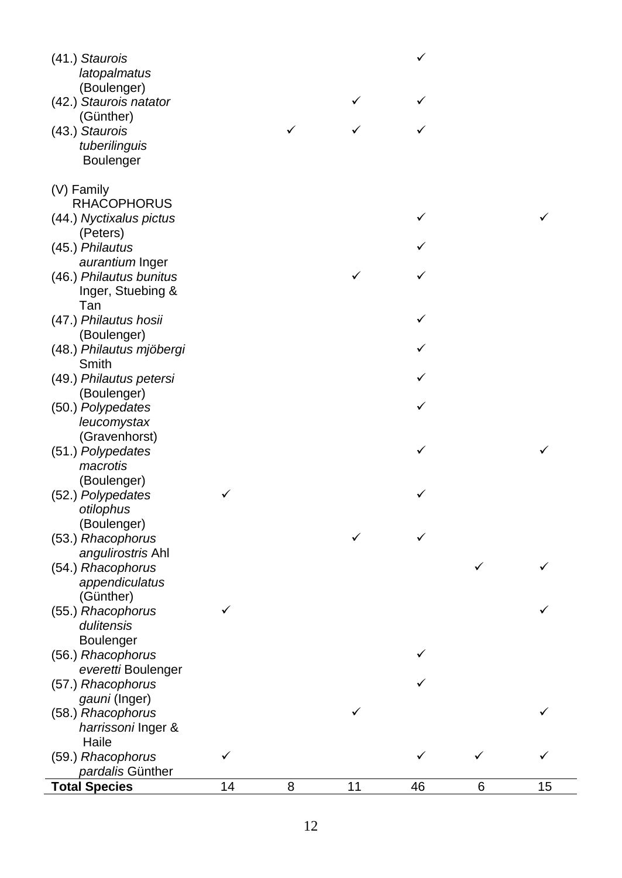| | | | | | | |
|---|---|---|---|---|---|---|
| (41.) *Staurois latopalmatus* (Boulenger) | | | | ✓ | | |
| (42.) *Staurois natator* (Günther) | | | ✓ | ✓ | | |
| (43.) *Staurois tuberilinguis* Boulenger | | ✓ | ✓ | ✓ | | |
| (V) Family RHACOPHORUS | | | | | | |
| (44.) *Nyctixalus pictus* (Peters) | | | | ✓ | | ✓ |
| (45.) *Philautus aurantium* Inger | | | | ✓ | | |
| (46.) *Philautus bunitus* Inger, Stuebing & Tan | | | ✓ | ✓ | | |
| (47.) *Philautus hosii* (Boulenger) | | | | ✓ | | |
| (48.) *Philautus mjöbergi* Smith | | | | ✓ | | |
| (49.) *Philautus petersi* (Boulenger) | | | | ✓ | | |
| (50.) *Polypedates leucomystax* (Gravenhorst) | | | | ✓ | | |
| (51.) *Polypedates macrotis* (Boulenger) | | | | ✓ | | ✓ |
| (52.) *Polypedates otilophus* (Boulenger) | ✓ | | | ✓ | | |
| (53.) *Rhacophorus angulirostris* Ahl | | | ✓ | ✓ | | |
| (54.) *Rhacophorus appendiculatus* (Günther) | | | | | ✓ | ✓ |
| (55.) *Rhacophorus dulitensis* Boulenger | ✓ | | | | | ✓ |
| (56.) *Rhacophorus everetti* Boulenger | | | | ✓ | | |
| (57.) *Rhacophorus gauni* (Inger) | | | | ✓ | | |
| (58.) *Rhacophorus harrissoni* Inger & Haile | | | ✓ | | | ✓ |
| (59.) *Rhacophorus pardalis* Günther | ✓ | | | ✓ | ✓ | ✓ |
| **Total Species** | 14 | 8 | 11 | 46 | 6 | 15 |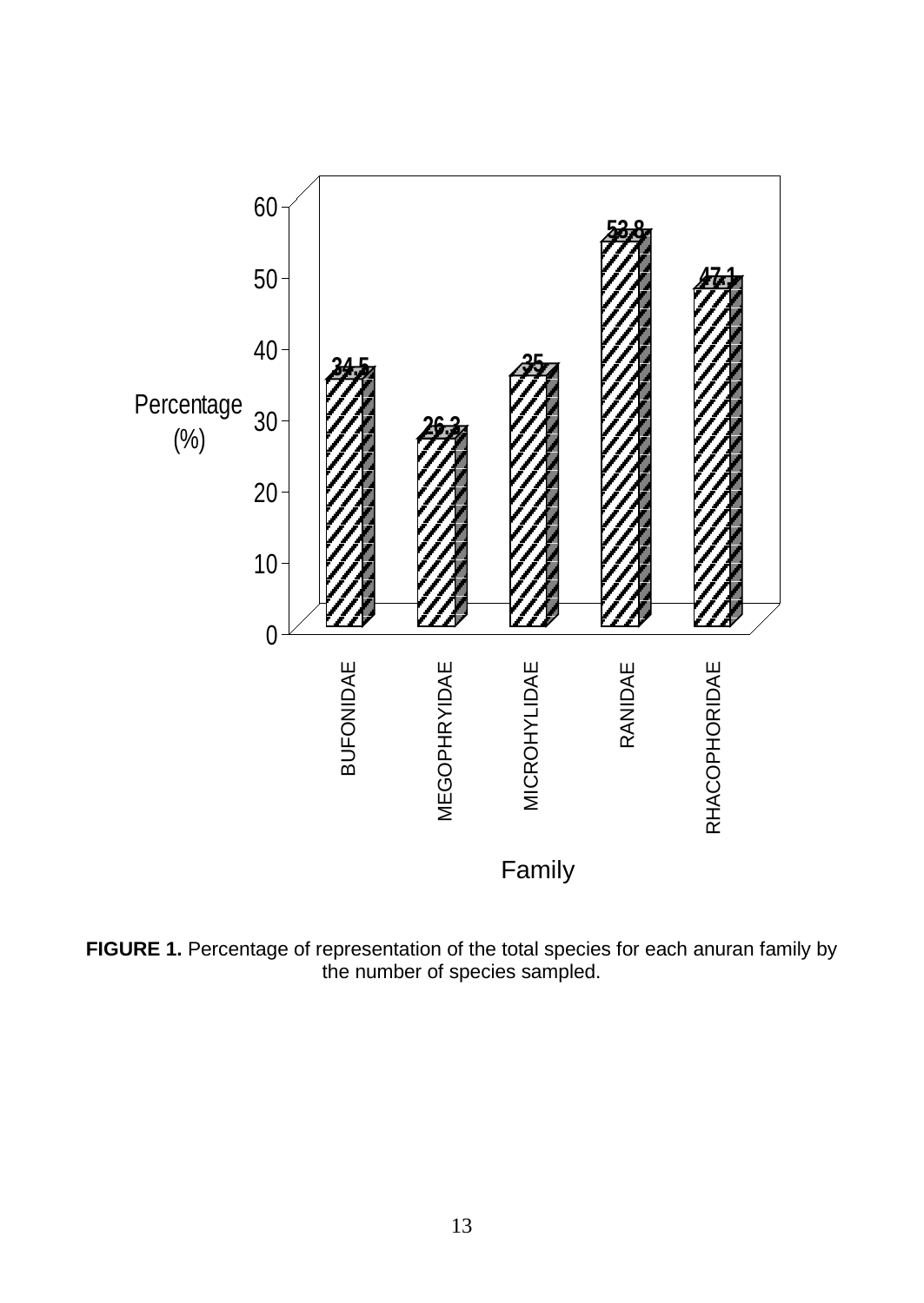60
50
40
30
20
10
0

Percentage (%)

34.5
26.3
35
53.8
47.1

BUFONIDAE
MEGOPHRYIDAE
MICROHYLIDAE
RANIDAE
RHACOPHORIDAE

Family

**FIGURE 1.** Percentage of representation of the total species for each anuran family by the number of species sampled.